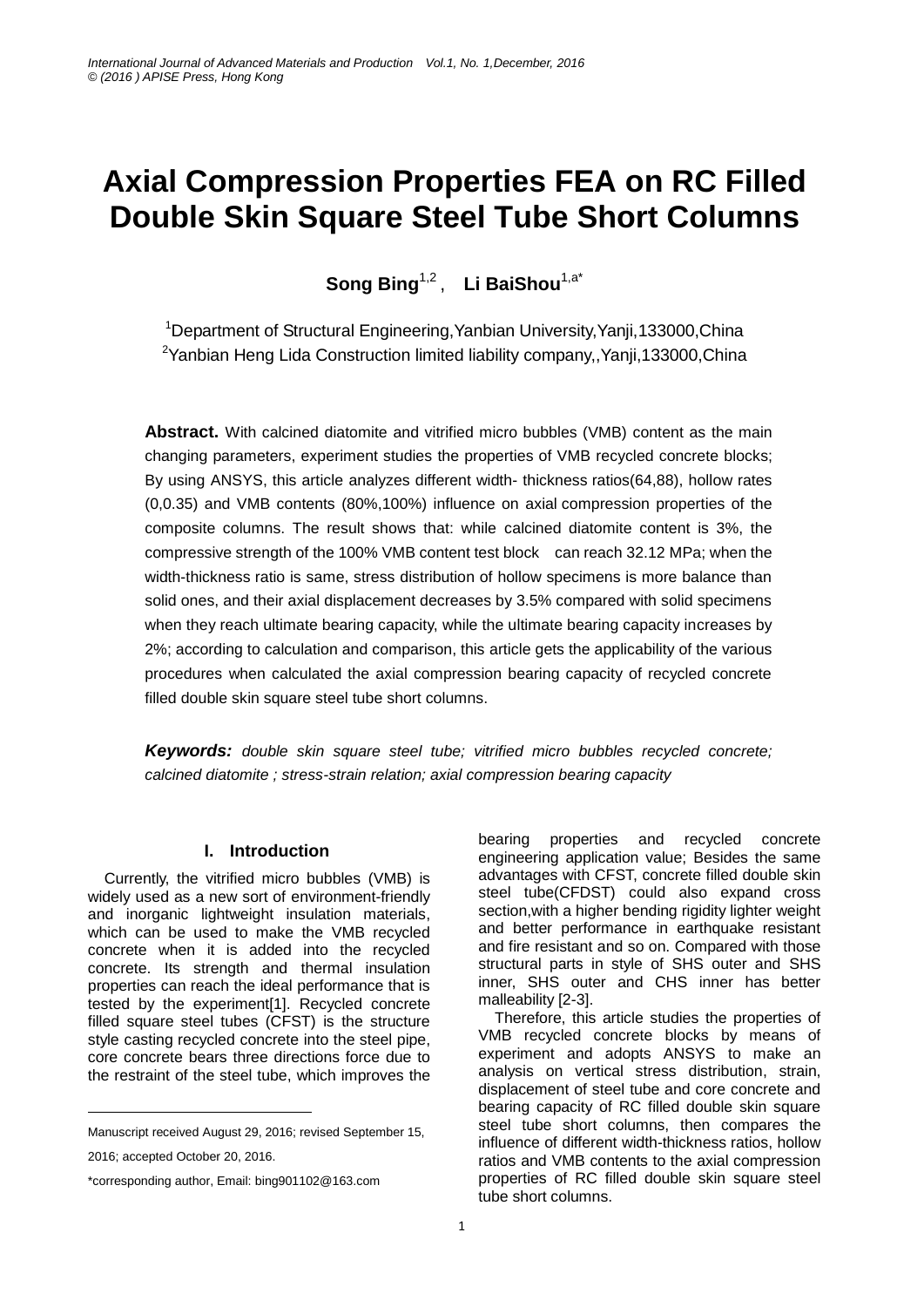# Axial Compression Properties FEA on RC Filled Double Skin Square Steel Tube Short Columns

**Song Bing[1,2], Li BaiShou[1,a*]**

[1]Department of Structural Engineering,Yanbian University,Yanji,133000,China
[2]Yanbian Heng Lida Construction limited liability company,,Yanji,133000,China

**Abstract.** With calcined diatomite and vitrified micro bubbles (VMB) content as the main changing parameters, experiment studies the properties of VMB recycled concrete blocks; By using ANSYS, this article analyzes different width- thickness ratios(64,88), hollow rates (0,0.35) and VMB contents (80%,100%) influence on axial compression properties of the composite columns. The result shows that: while calcined diatomite content is 3%, the compressive strength of the 100% VMB content test block can reach 32.12 MPa; when the width-thickness ratio is same, stress distribution of hollow specimens is more balance than solid ones, and their axial displacement decreases by 3.5% compared with solid specimens when they reach ultimate bearing capacity, while the ultimate bearing capacity increases by 2%; according to calculation and comparison, this article gets the applicability of the various procedures when calculated the axial compression bearing capacity of recycled concrete filled double skin square steel tube short columns.

***Keywords:*** *double skin square steel tube; vitrified micro bubbles recycled concrete; calcined diatomite ; stress-strain relation; axial compression bearing capacity*

## I. Introduction

Currently, the vitrified micro bubbles (VMB) is widely used as a new sort of environment-friendly and inorganic lightweight insulation materials, which can be used to make the VMB recycled concrete when it is added into the recycled concrete. Its strength and thermal insulation properties can reach the ideal performance that is tested by the experiment[1]. Recycled concrete filled square steel tubes (CFST) is the structure style casting recycled concrete into the steel pipe, core concrete bears three directions force due to the restraint of the steel tube, which improves the bearing properties and recycled concrete engineering application value; Besides the same advantages with CFST, concrete filled double skin steel tube(CFDST) could also expand cross section,with a higher bending rigidity lighter weight and better performance in earthquake resistant and fire resistant and so on. Compared with those structural parts in style of SHS outer and SHS inner, SHS outer and CHS inner has better malleability [2-3].

Therefore, this article studies the properties of VMB recycled concrete blocks by means of experiment and adopts ANSYS to make an analysis on vertical stress distribution, strain, displacement of steel tube and core concrete and bearing capacity of RC filled double skin square steel tube short columns, then compares the influence of different width-thickness ratios, hollow ratios and VMB contents to the axial compression properties of RC filled double skin square steel tube short columns.

Manuscript received August 29, 2016; revised September 15, 2016; accepted October 20, 2016.

*corresponding author, Email: bing901102@163.com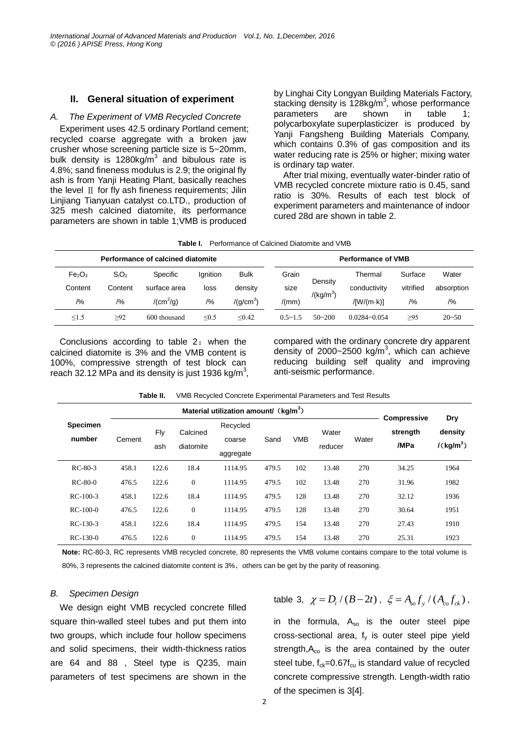## II. General situation of experiment

### A. The Experiment of VMB Recycled Concrete

Experiment uses 42.5 ordinary Portland cement; recycled coarse aggregate with a broken jaw crusher whose screening particle size is 5~20mm, bulk density is 1280kg/m$^3$ and bibulous rate is 4.8%; sand fineness modulus is 2.9; the original fly ash is from Yanji Heating Plant, basically reaches the level Ⅱ for fly ash fineness requirements; Jilin Linjiang Tianyuan catalyst co.LTD., production of 325 mesh calcined diatomite, its performance parameters are shown in table 1;VMB is produced by Linghai City Longyan Building Materials Factory, stacking density is 128kg/m$^3$, whose performance parameters are shown in table 1; polycarboxylate superplasticizer is produced by Yanji Fangsheng Building Materials Company, which contains 0.3% of gas composition and its water reducing rate is 25% or higher; mixing water is ordinary tap water.

After trial mixing, eventually water-binder ratio of VMB recycled concrete mixture ratio is 0.45, sand ratio is 30%. Results of each test block of experiment parameters and maintenance of indoor cured 28d are shown in table 2.

**Table I.** Performance of Calcined Diatomite and VMB

| Performance of calcined diatomite | | | | | Performance of VMB | | | | |
|---|---|---|---|---|---|---|---|---|---|
| $Fe_2O_3$ Content /% | $SiO_2$ Content /% | Specific surface area /(cm$^2$/g) | Ignition loss /% | Bulk density /(g/cm$^3$) | Grain size /(mm) | Density /(kg/m$^3$) | Thermal conductivity /[W/(m·k)] | Surface vitrified /% | Water absorption /% |
| ≤1.5 | ≥92 | 600 thousand | ≤0.5 | ≤0.42 | 0.5~1.5 | 50~200 | 0.0284~0.054 | ≥95 | 20~50 |

Conclusions according to table 2：when the calcined diatomite is 3% and the VMB content is 100%, compressive strength of test block can reach 32.12 MPa and its density is just 1936 kg/m$^3$, compared with the ordinary concrete dry apparent density of 2000~2500 kg/m$^3$, which can achieve reducing building self quality and improving anti-seismic performance.

**Table II.** VMB Recycled Concrete Experimental Parameters and Test Results

| Specimen number | Material utilization amount/（kg/m$^3$） | | | | | | | | Compressive strength /MPa | Dry density /（kg/m$^3$） |
|---|---|---|---|---|---|---|---|---|---|---|
| | Cement | Fly ash | Calcined diatomite | Recycled coarse aggregate | Sand | VMB | Water reducer | Water | | |
| RC-80-3 | 458.1 | 122.6 | 18.4 | 1114.95 | 479.5 | 102 | 13.48 | 270 | 34.25 | 1964 |
| RC-80-0 | 476.5 | 122.6 | 0 | 1114.95 | 479.5 | 102 | 13.48 | 270 | 31.96 | 1982 |
| RC-100-3 | 458.1 | 122.6 | 18.4 | 1114.95 | 479.5 | 128 | 13.48 | 270 | 32.12 | 1936 |
| RC-100-0 | 476.5 | 122.6 | 0 | 1114.95 | 479.5 | 128 | 13.48 | 270 | 30.64 | 1951 |
| RC-130-3 | 458.1 | 122.6 | 18.4 | 1114.95 | 479.5 | 154 | 13.48 | 270 | 27.43 | 1910 |
| RC-130-0 | 476.5 | 122.6 | 0 | 1114.95 | 479.5 | 154 | 13.48 | 270 | 25.31 | 1923 |

**Note:** RC-80-3, RC represents VMB recycled concrete, 80 represents the VMB volume contains compare to the total volume is 80%, 3 represents the calcined diatomite content is 3%，others can be get by the parity of reasoning.

### B. Specimen Design

We design eight VMB recycled concrete filled square thin-walled steel tubes and put them into two groups, which include four hollow specimens and solid specimens, their width-thickness ratios are 64 and 88 , Steel type is Q235, main parameters of test specimens are shown in the table 3, $\chi = D_i/(B-2t)$, $\xi = A_{so} f_y/(A_{co} f_{ck})$, in the formula, $A_{so}$ is the outer steel pipe cross-sectional area, $f_y$ is outer steel pipe yield strength, $A_{co}$ is the area contained by the outer steel tube, $f_{ck}=0.67f_{cu}$ is standard value of recycled concrete compressive strength. Length-width ratio of the specimen is 3[4].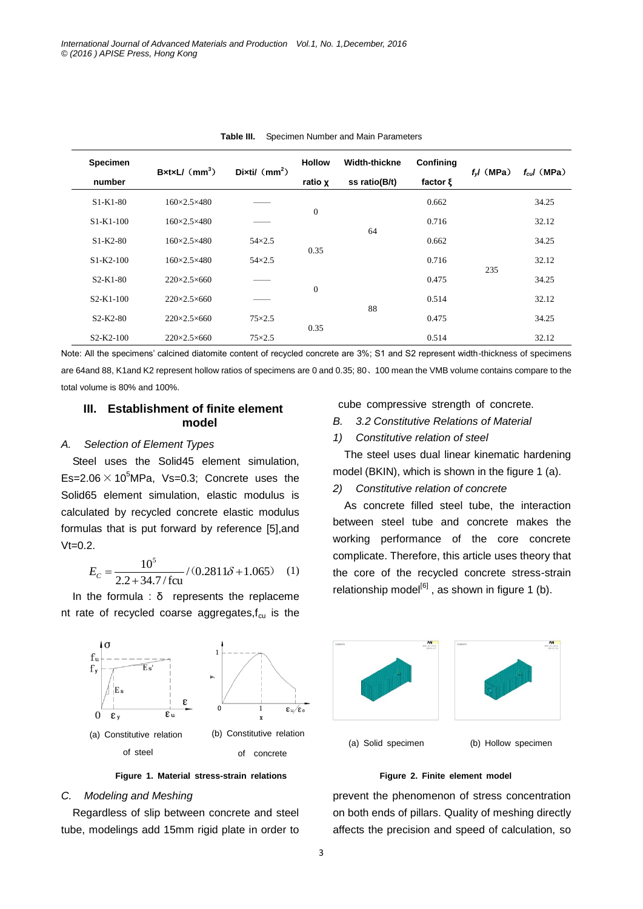**Table III.** Specimen Number and Main Parameters

| Specimen number | B×t×L/ ($mm^3$) | D×t/ ($mm^2$) | Hollow ratio χ | Width-thickness ratio(B/t) | Confining factor ξ | $f_y$/ (MPa) | $f_{cu}$/ (MPa) |
|---|---|---|---|---|---|---|---|
| S1-K1-80 | 160×2.5×480 | —— | 0 | 64 | 0.662 | 235 | 34.25 |
| S1-K1-100 | 160×2.5×480 | —— | | | 0.716 | | 32.12 |
| S1-K2-80 | 160×2.5×480 | 54×2.5 | 0.35 | | 0.662 | | 34.25 |
| S1-K2-100 | 160×2.5×480 | 54×2.5 | | | 0.716 | | 32.12 |
| S2-K1-80 | 220×2.5×660 | —— | 0 | 88 | 0.475 | | 34.25 |
| S2-K1-100 | 220×2.5×660 | —— | | | 0.514 | | 32.12 |
| S2-K2-80 | 220×2.5×660 | 75×2.5 | 0.35 | | 0.475 | | 34.25 |
| S2-K2-100 | 220×2.5×660 | 75×2.5 | | | 0.514 | | 32.12 |

Note: All the specimens' calcined diatomite content of recycled concrete are 3%; S1 and S2 represent width-thickness of specimens are 64and 88, K1and K2 represent hollow ratios of specimens are 0 and 0.35; 80、100 mean the VMB volume contains compare to the total volume is 80% and 100%.

## III. Establishment of finite element model

### *A. Selection of Element Types*

Steel uses the Solid45 element simulation, Es=2.06 × $10^5$MPa, Vs=0.3; Concrete uses the Solid65 element simulation, elastic modulus is calculated by recycled concrete elastic modulus formulas that is put forward by reference [5],and Vt=0.2.

$$E_C = \frac{10^5}{2.2 + 34.7/\mathrm{fcu}} / (0.2811\delta + 1.065) \quad (1)$$

In the formula : δ represents the replacement rate of recycled coarse aggregates,$f_{cu}$ is the cube compressive strength of concrete.

### *B. 3.2 Constitutive Relations of Material*

#### *1) Constitutive relation of steel*

The steel uses dual linear kinematic hardening model (BKIN), which is shown in the figure 1 (a).

#### *2) Constitutive relation of concrete*

As concrete filled steel tube, the interaction between steel tube and concrete makes the working performance of the core concrete complicate. Therefore, this article uses theory that the core of the recycled concrete stress-strain relationship model[6] , as shown in figure 1 (b).

(a) Constitutive relation of steel

(b) Constitutive relation of concrete

**Figure 1. Material stress-strain relations**

(a) Solid specimen

(b) Hollow specimen

**Figure 2. Finite element model**

### *C. Modeling and Meshing*

Regardless of slip between concrete and steel tube, modelings add 15mm rigid plate in order to prevent the phenomenon of stress concentration on both ends of pillars. Quality of meshing directly affects the precision and speed of calculation, so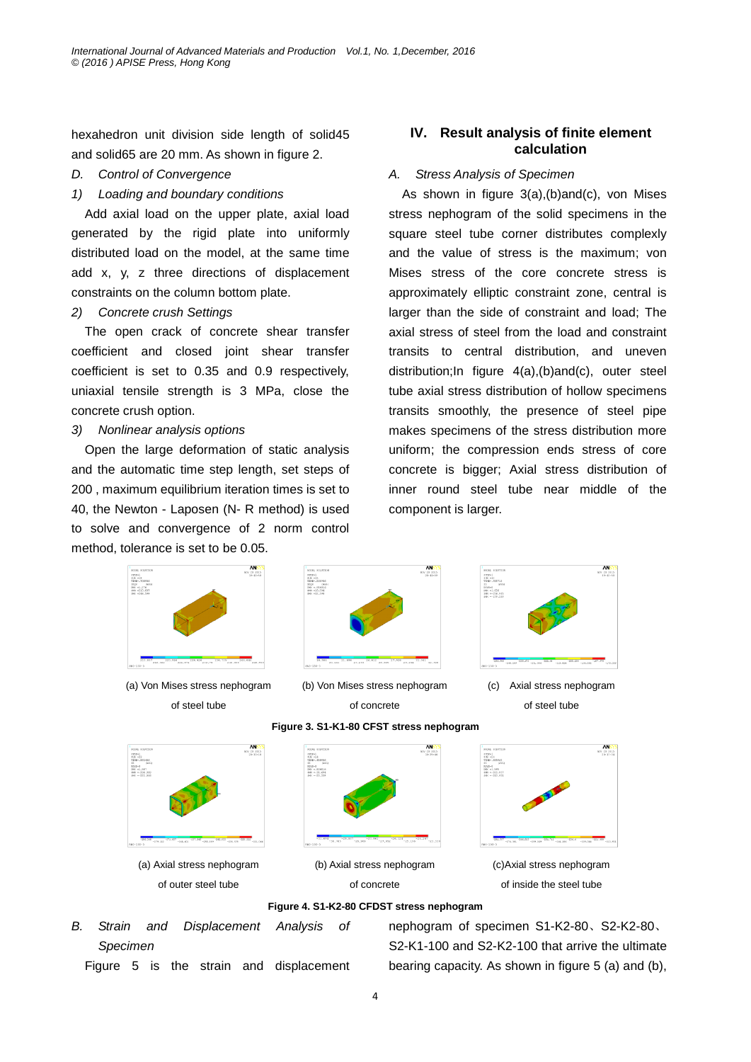hexahedron unit division side length of solid45 and solid65 are 20 mm. As shown in figure 2.

*D. Control of Convergence*

*1) Loading and boundary conditions*

Add axial load on the upper plate, axial load generated by the rigid plate into uniformly distributed load on the model, at the same time add x, y, z three directions of displacement constraints on the column bottom plate.

*2) Concrete crush Settings*

The open crack of concrete shear transfer coefficient and closed joint shear transfer coefficient is set to 0.35 and 0.9 respectively, uniaxial tensile strength is 3 MPa, close the concrete crush option.

*3) Nonlinear analysis options*

Open the large deformation of static analysis and the automatic time step length, set steps of 200 , maximum equilibrium iteration times is set to 40, the Newton - Laposen (N- R method) is used to solve and convergence of 2 norm control method, tolerance is set to be 0.05.

## IV. Result analysis of finite element calculation

*A. Stress Analysis of Specimen*

As shown in figure 3(a),(b)and(c), von Mises stress nephogram of the solid specimens in the square steel tube corner distributes complexly and the value of stress is the maximum; von Mises stress of the core concrete stress is approximately elliptic constraint zone, central is larger than the side of constraint and load; The axial stress of steel from the load and constraint transits to central distribution, and uneven distribution;In figure 4(a),(b)and(c), outer steel tube axial stress distribution of hollow specimens transits smoothly, the presence of steel pipe makes specimens of the stress distribution more uniform; the compression ends stress of core concrete is bigger; Axial stress distribution of inner round steel tube near middle of the component is larger.

(a) Von Mises stress nephogram of steel tube

(b) Von Mises stress nephogram of concrete

(c) Axial stress nephogram of steel tube

**Figure 3. S1-K1-80 CFST stress nephogram**

(a) Axial stress nephogram of outer steel tube

(b) Axial stress nephogram of concrete

(c)Axial stress nephogram of inside the steel tube

**Figure 4. S1-K2-80 CFDST stress nephogram**

*B. Strain and Displacement Analysis of Specimen*

Figure 5 is the strain and displacement nephogram of specimen S1-K2-80、S2-K2-80、S2-K1-100 and S2-K2-100 that arrive the ultimate bearing capacity. As shown in figure 5 (a) and (b),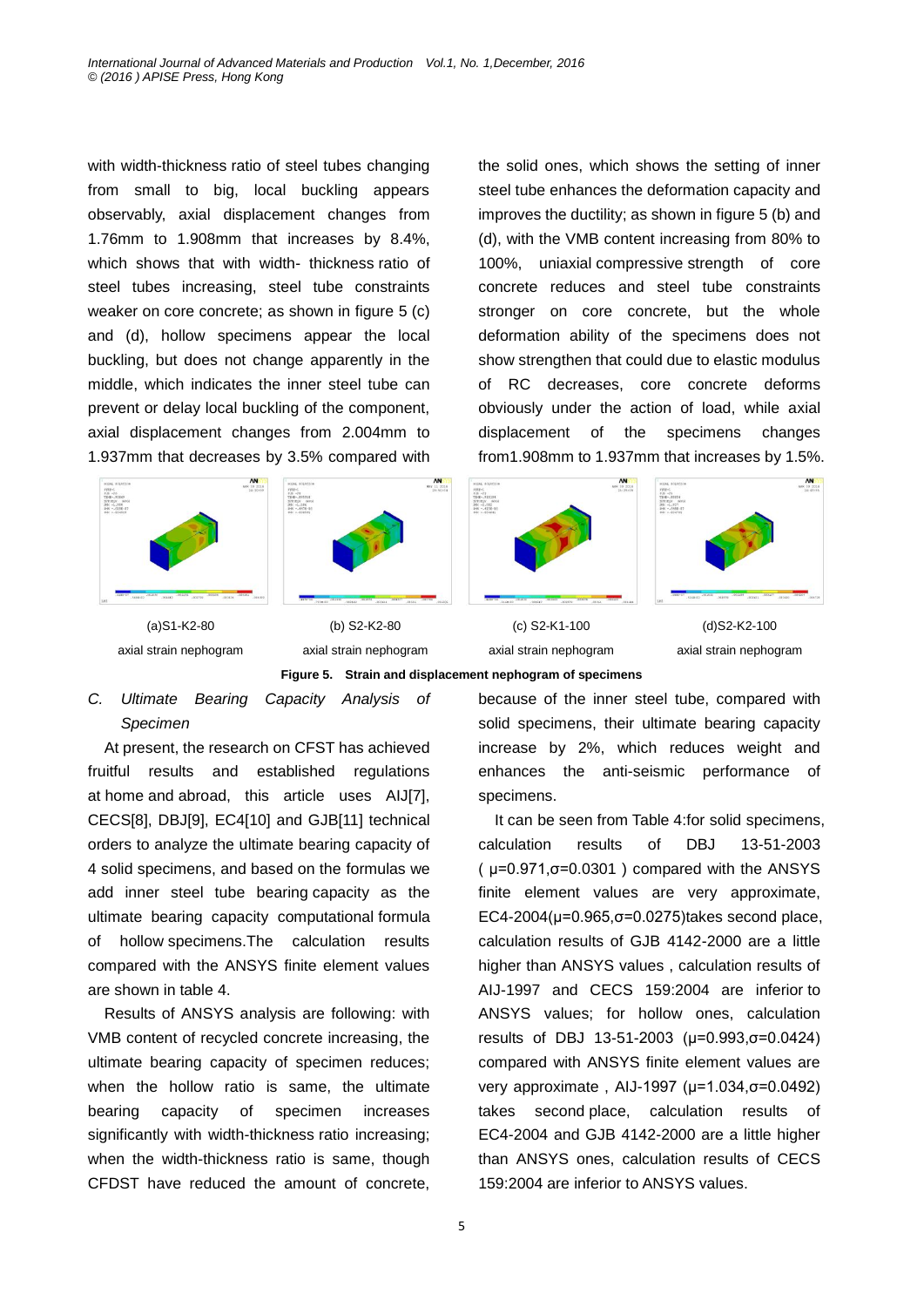with width-thickness ratio of steel tubes changing from small to big, local buckling appears observably, axial displacement changes from 1.76mm to 1.908mm that increases by 8.4%, which shows that with width- thickness ratio of steel tubes increasing, steel tube constraints weaker on core concrete; as shown in figure 5 (c) and (d), hollow specimens appear the local buckling, but does not change apparently in the middle, which indicates the inner steel tube can prevent or delay local buckling of the component, axial displacement changes from 2.004mm to 1.937mm that decreases by 3.5% compared with the solid ones, which shows the setting of inner steel tube enhances the deformation capacity and improves the ductility; as shown in figure 5 (b) and (d), with the VMB content increasing from 80% to 100%, uniaxial compressive strength of core concrete reduces and steel tube constraints stronger on core concrete, but the whole deformation ability of the specimens does not show strengthen that could due to elastic modulus of RC decreases, core concrete deforms obviously under the action of load, while axial displacement of the specimens changes from1.908mm to 1.937mm that increases by 1.5%.

(a)S1-K2-80 axial strain nephogram

(b) S2-K2-80 axial strain nephogram

(c) S2-K1-100 axial strain nephogram

(d)S2-K2-100 axial strain nephogram

**Figure 5. Strain and displacement nephogram of specimens**

### *C. Ultimate Bearing Capacity Analysis of Specimen*

At present, the research on CFST has achieved fruitful results and established regulations at home and abroad, this article uses AIJ[7], CECS[8], DBJ[9], EC4[10] and GJB[11] technical orders to analyze the ultimate bearing capacity of 4 solid specimens, and based on the formulas we add inner steel tube bearing capacity as the ultimate bearing capacity computational formula of hollow specimens.The calculation results compared with the ANSYS finite element values are shown in table 4.

Results of ANSYS analysis are following: with VMB content of recycled concrete increasing, the ultimate bearing capacity of specimen reduces; when the hollow ratio is same, the ultimate bearing capacity of specimen increases significantly with width-thickness ratio increasing; when the width-thickness ratio is same, though CFDST have reduced the amount of concrete, because of the inner steel tube, compared with solid specimens, their ultimate bearing capacity increase by 2%, which reduces weight and enhances the anti-seismic performance of specimens.

It can be seen from Table 4:for solid specimens, calculation results of DBJ 13-51-2003 ( $\mu$=0.971,$\sigma$=0.0301 ) compared with the ANSYS finite element values are very approximate, EC4-2004($\mu$=0.965,$\sigma$=0.0275)takes second place, calculation results of GJB 4142-2000 are a little higher than ANSYS values , calculation results of AIJ-1997 and CECS 159:2004 are inferior to ANSYS values; for hollow ones, calculation results of DBJ 13-51-2003 ($\mu$=0.993,$\sigma$=0.0424) compared with ANSYS finite element values are very approximate , AIJ-1997 ($\mu$=1.034,$\sigma$=0.0492) takes second place, calculation results of EC4-2004 and GJB 4142-2000 are a little higher than ANSYS ones, calculation results of CECS 159:2004 are inferior to ANSYS values.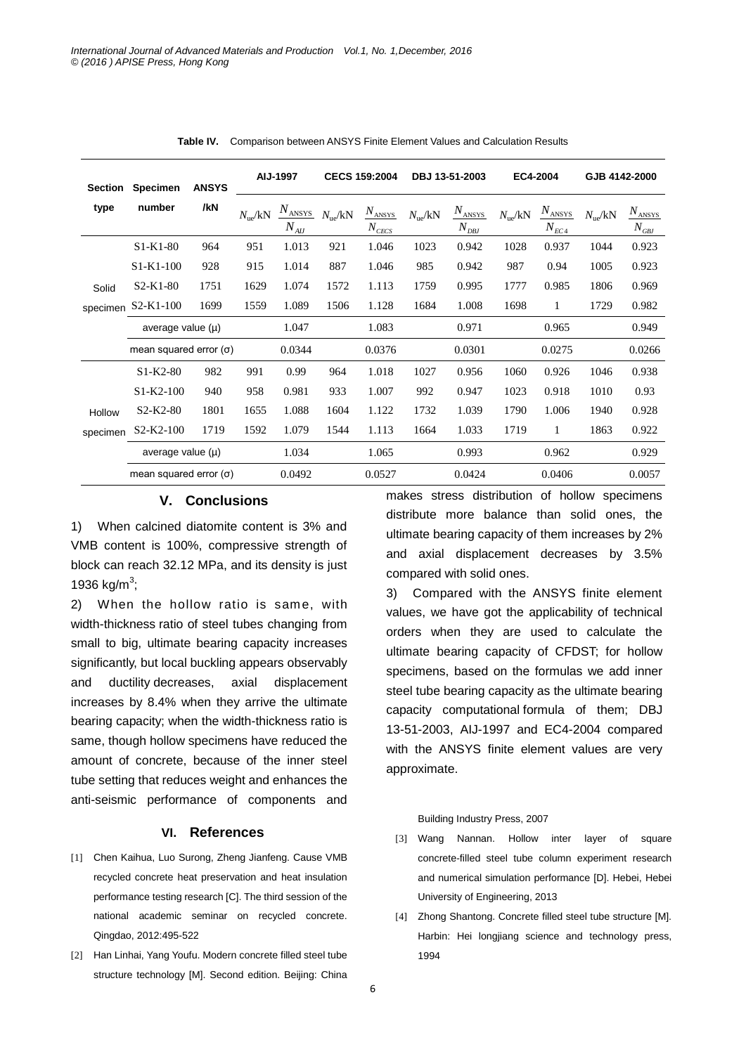**Table IV.** Comparison between ANSYS Finite Element Values and Calculation Results

| Section type | Specimen number | ANSYS /kN | AIJ-1997 | | CECS 159:2004 | | DBJ 13-51-2003 | | EC4-2004 | | GJB 4142-2000 | |
|---|---|---|---|---|---|---|---|---|---|---|---|---|
| | | | $N_{ue}$/kN | $\frac{N_{ANSYS}}{N_{AIJ}}$ | $N_{ue}$/kN | $\frac{N_{ANSYS}}{N_{CECS}}$ | $N_{ue}$/kN | $\frac{N_{ANSYS}}{N_{DBJ}}$ | $N_{ue}$/kN | $\frac{N_{ANSYS}}{N_{EC4}}$ | $N_{ue}$/kN | $\frac{N_{ANSYS}}{N_{GBJ}}$ |
| Solid specimen | S1-K1-80 | 964 | 951 | 1.013 | 921 | 1.046 | 1023 | 0.942 | 1028 | 0.937 | 1044 | 0.923 |
| | S1-K1-100 | 928 | 915 | 1.014 | 887 | 1.046 | 985 | 0.942 | 987 | 0.94 | 1005 | 0.923 |
| | S2-K1-80 | 1751 | 1629 | 1.074 | 1572 | 1.113 | 1759 | 0.995 | 1777 | 0.985 | 1806 | 0.969 |
| | S2-K1-100 | 1699 | 1559 | 1.089 | 1506 | 1.128 | 1684 | 1.008 | 1698 | 1 | 1729 | 0.982 |
| | average value (μ) | | | 1.047 | | 1.083 | | 0.971 | | 0.965 | | 0.949 |
| | mean squared error (σ) | | | 0.0344 | | 0.0376 | | 0.0301 | | 0.0275 | | 0.0266 |
| Hollow specimen | S1-K2-80 | 982 | 991 | 0.99 | 964 | 1.018 | 1027 | 0.956 | 1060 | 0.926 | 1046 | 0.938 |
| | S1-K2-100 | 940 | 958 | 0.981 | 933 | 1.007 | 992 | 0.947 | 1023 | 0.918 | 1010 | 0.93 |
| | S2-K2-80 | 1801 | 1655 | 1.088 | 1604 | 1.122 | 1732 | 1.039 | 1790 | 1.006 | 1940 | 0.928 |
| | S2-K2-100 | 1719 | 1592 | 1.079 | 1544 | 1.113 | 1664 | 1.033 | 1719 | 1 | 1863 | 0.922 |
| | average value (μ) | | | 1.034 | | 1.065 | | 0.993 | | 0.962 | | 0.929 |
| | mean squared error (σ) | | | 0.0492 | | 0.0527 | | 0.0424 | | 0.0406 | | 0.0057 |

## V. Conclusions

1) When calcined diatomite content is 3% and VMB content is 100%, compressive strength of block can reach 32.12 MPa, and its density is just 1936 kg/m$^3$;

2) When the hollow ratio is same, with width-thickness ratio of steel tubes changing from small to big, ultimate bearing capacity increases significantly, but local buckling appears observably and ductility decreases, axial displacement increases by 8.4% when they arrive the ultimate bearing capacity; when the width-thickness ratio is same, though hollow specimens have reduced the amount of concrete, because of the inner steel tube setting that reduces weight and enhances the anti-seismic performance of components and makes stress distribution of hollow specimens distribute more balance than solid ones, the ultimate bearing capacity of them increases by 2% and axial displacement decreases by 3.5% compared with solid ones.

3) Compared with the ANSYS finite element values, we have got the applicability of technical orders when they are used to calculate the ultimate bearing capacity of CFDST; for hollow specimens, based on the formulas we add inner steel tube bearing capacity as the ultimate bearing capacity computational formula of them; DBJ 13-51-2003, AIJ-1997 and EC4-2004 compared with the ANSYS finite element values are very approximate.

## VI. References

[1] Chen Kaihua, Luo Surong, Zheng Jianfeng. Cause VMB recycled concrete heat preservation and heat insulation performance testing research [C]. The third session of the national academic seminar on recycled concrete. Qingdao, 2012:495-522

[2] Han Linhai, Yang Youfu. Modern concrete filled steel tube structure technology [M]. Second edition. Beijing: China Building Industry Press, 2007

[3] Wang Nannan. Hollow inter layer of square concrete-filled steel tube column experiment research and numerical simulation performance [D]. Hebei, Hebei University of Engineering, 2013

[4] Zhong Shantong. Concrete filled steel tube structure [M]. Harbin: Hei longjiang science and technology press, 1994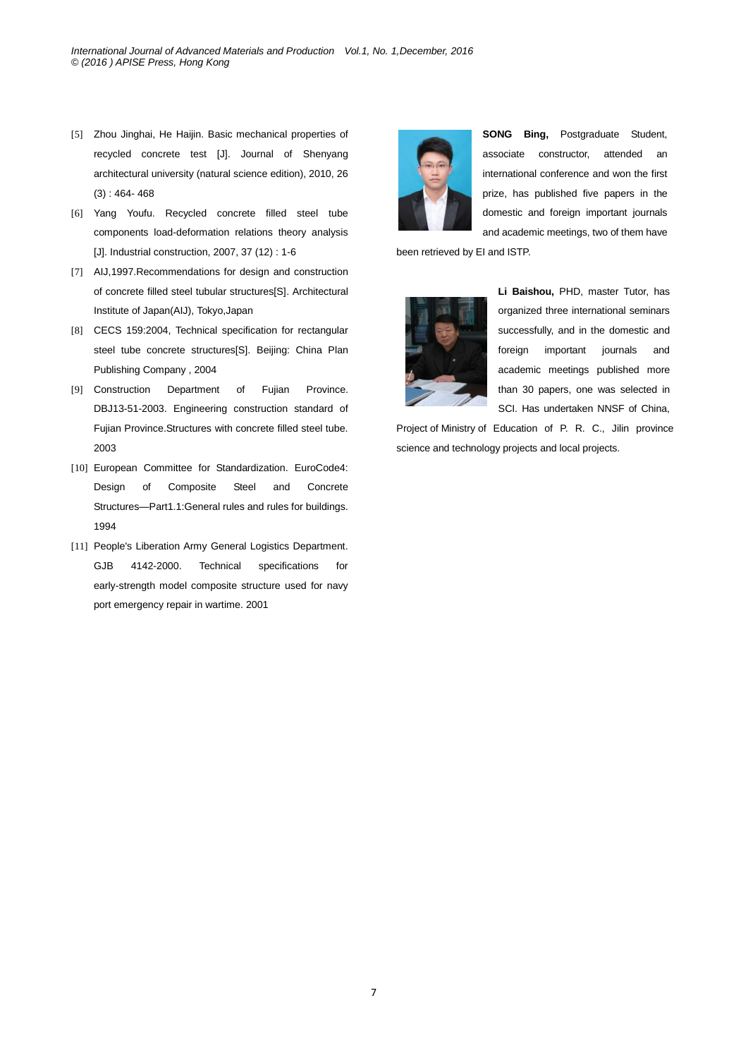[5] Zhou Jinghai, He Haijin. Basic mechanical properties of recycled concrete test [J]. Journal of Shenyang architectural university (natural science edition), 2010, 26 (3) : 464- 468

[6] Yang Youfu. Recycled concrete filled steel tube components load-deformation relations theory analysis [J]. Industrial construction, 2007, 37 (12) : 1-6

[7] AIJ,1997.Recommendations for design and construction of concrete filled steel tubular structures[S]. Architectural Institute of Japan(AIJ), Tokyo,Japan

[8] CECS 159:2004, Technical specification for rectangular steel tube concrete structures[S]. Beijing: China Plan Publishing Company , 2004

[9] Construction Department of Fujian Province. DBJ13-51-2003. Engineering construction standard of Fujian Province.Structures with concrete filled steel tube. 2003

[10] European Committee for Standardization. EuroCode4: Design of Composite Steel and Concrete Structures—Part1.1:General rules and rules for buildings. 1994

[11] People's Liberation Army General Logistics Department. GJB 4142-2000. Technical specifications for early-strength model composite structure used for navy port emergency repair in wartime. 2001

**SONG Bing,** Postgraduate Student, associate constructor, attended an international conference and won the first prize, has published five papers in the domestic and foreign important journals and academic meetings, two of them have been retrieved by EI and ISTP.

**Li Baishou,** PHD, master Tutor, has organized three international seminars successfully, and in the domestic and foreign important journals and academic meetings published more than 30 papers, one was selected in SCI. Has undertaken NNSF of China, Project of Ministry of Education of P. R. C., Jilin province science and technology projects and local projects.